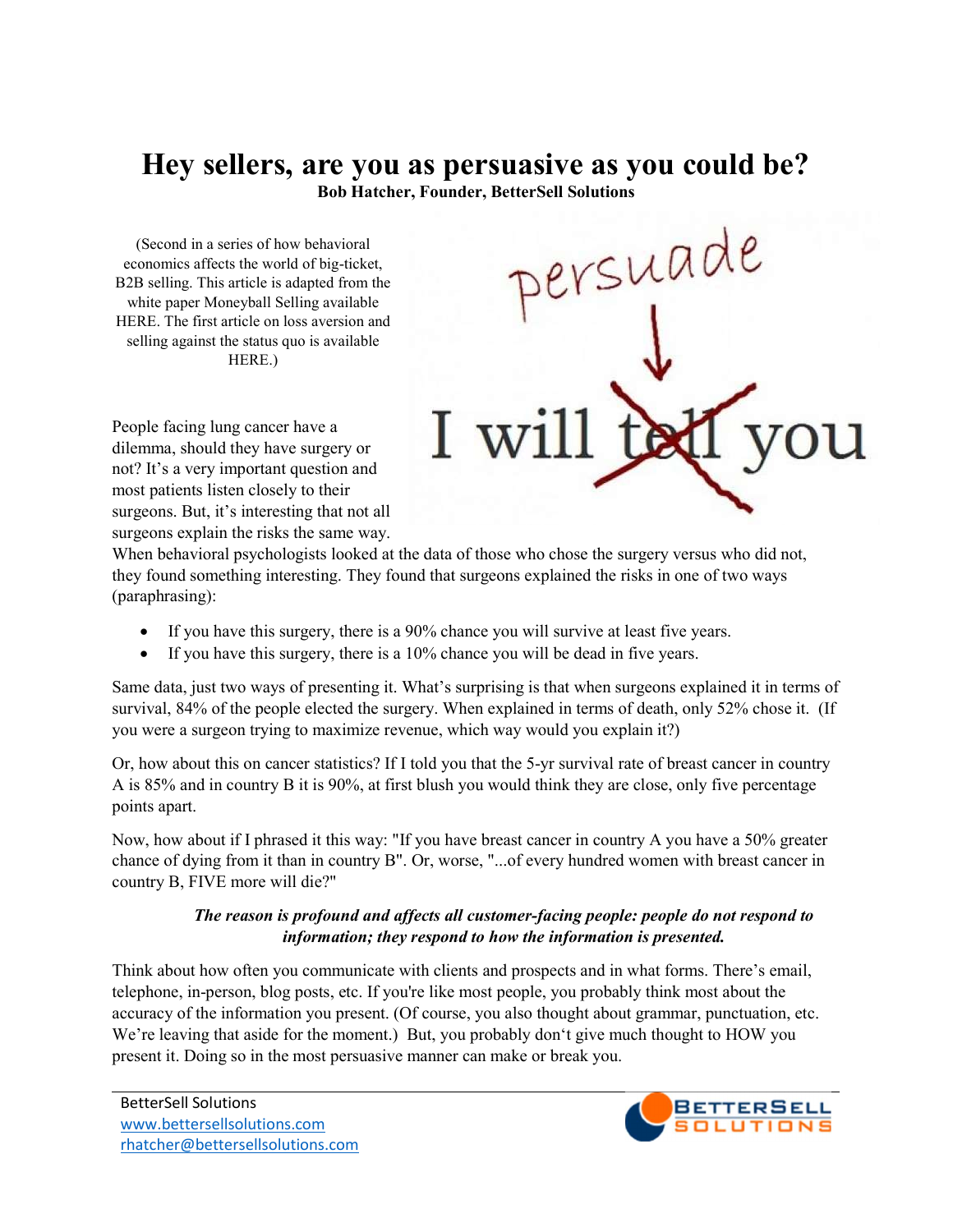# Hey sellers, are you as persuasive as you could be?

**Bob Hatcher, Founder, BetterSell Solutions**

(Second in a series of how behavioral economics affects the world of big-ticket, B2B selling. This article is adapted from the white paper Moneyball Selling available HERE. The first article on loss aversion and selling against the status quo is available HERE.)

People facing lung cancer have a dilemma, should they have surgery or not? It's a very important question and most patients listen closely to their surgeons. But, it's interesting that not all surgeons explain the risks the same way. When behavioral psychologists looked at the data of those who chose the surgery versus who did not, they found something interesting. They found that surgeons explained the risks in one of two ways (paraphrasing):

- If you have this surgery, there is a 90% chance you will survive at least five years.
- If you have this surgery, there is a 10% chance you will be dead in five years.

Same data, just two ways of presenting it. What's surprising is that when surgeons explained it in terms of survival, 84% of the people elected the surgery. When explained in terms of death, only 52% chose it. (If you were a surgeon trying to maximize revenue, which way would you explain it?)

Or, how about this on cancer statistics? If I told you that the 5-yr survival rate of breast cancer in country A is 85% and in country B it is 90%, at first blush you would think they are close, only five percentage points apart.

Now, how about if I phrased it this way: "If you have breast cancer in country A you have a 50% greater chance of dying from it than in country B". Or, worse, "...of every hundred women with breast cancer in country B, FIVE more will die?"

***The reason is profound and affects all customer-facing people: people do not respond to information; they respond to how the information is presented.***

Think about how often you communicate with clients and prospects and in what forms. There's email, telephone, in-person, blog posts, etc. If you're like most people, you probably think most about the accuracy of the information you present. (Of course, you also thought about grammar, punctuation, etc. We're leaving that aside for the moment.) But, you probably don't give much thought to HOW you present it. Doing so in the most persuasive manner can make or break you.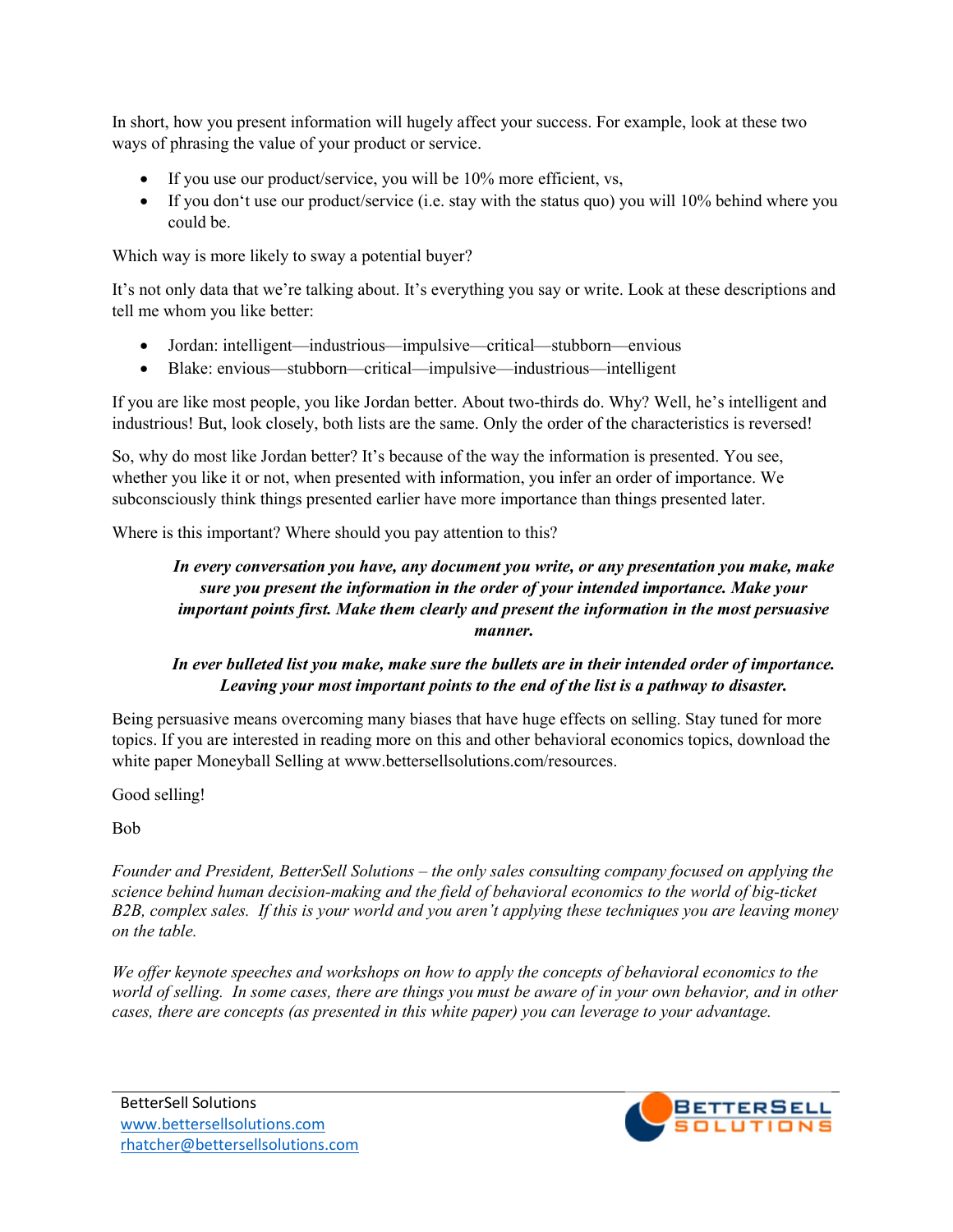In short, how you present information will hugely affect your success. For example, look at these two ways of phrasing the value of your product or service.

- If you use our product/service, you will be 10% more efficient, vs,
- If you don't use our product/service (i.e. stay with the status quo) you will 10% behind where you could be.

Which way is more likely to sway a potential buyer?

It's not only data that we're talking about. It's everything you say or write. Look at these descriptions and tell me whom you like better:

- Jordan: intelligent—industrious—impulsive—critical—stubborn—envious
- Blake: envious—stubborn—critical—impulsive—industrious—intelligent

If you are like most people, you like Jordan better. About two-thirds do. Why? Well, he's intelligent and industrious! But, look closely, both lists are the same. Only the order of the characteristics is reversed!

So, why do most like Jordan better? It's because of the way the information is presented. You see, whether you like it or not, when presented with information, you infer an order of importance. We subconsciously think things presented earlier have more importance than things presented later.

Where is this important? Where should you pay attention to this?

> ***In every conversation you have, any document you write, or any presentation you make, make sure you present the information in the order of your intended importance. Make your important points first. Make them clearly and present the information in the most persuasive manner.***
>
> ***In ever bulleted list you make, make sure the bullets are in their intended order of importance. Leaving your most important points to the end of the list is a pathway to disaster.***

Being persuasive means overcoming many biases that have huge effects on selling. Stay tuned for more topics. If you are interested in reading more on this and other behavioral economics topics, download the white paper Moneyball Selling at www.bettersellsolutions.com/resources.

Good selling!

Bob

*Founder and President, BetterSell Solutions – the only sales consulting company focused on applying the science behind human decision-making and the field of behavioral economics to the world of big-ticket B2B, complex sales. If this is your world and you aren't applying these techniques you are leaving money on the table.*

*We offer keynote speeches and workshops on how to apply the concepts of behavioral economics to the world of selling. In some cases, there are things you must be aware of in your own behavior, and in other cases, there are concepts (as presented in this white paper) you can leverage to your advantage.*